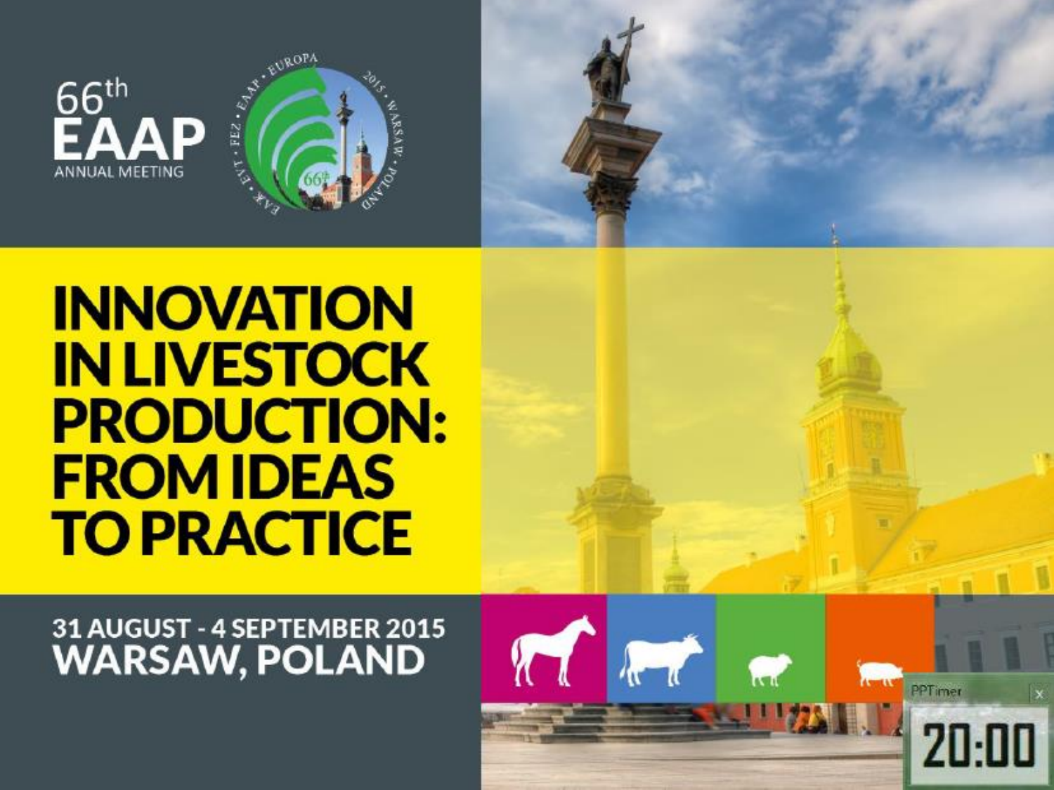66th

# EAAP

ANNUAL MEETING

# INNOVATION IN LIVESTOCK PRODUCTION: FROM IDEAS TO PRACTICE

## 31 AUGUST - 4 SEPTEMBER 2015
## WARSAW, POLAND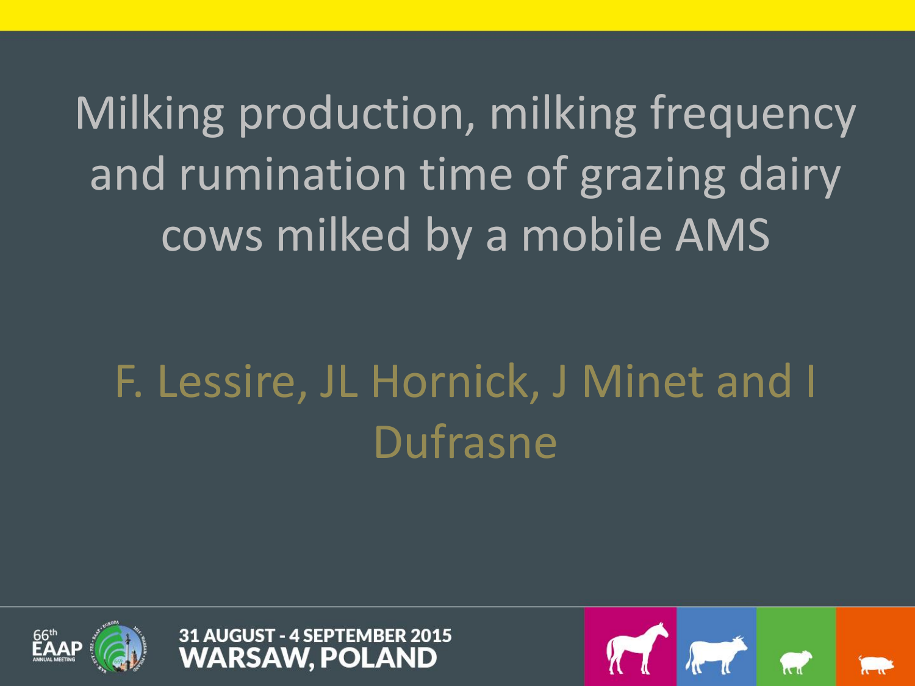# Milking production, milking frequency and rumination time of grazing dairy cows milked by a mobile AMS

F. Lessire, JL Hornick, J Minet and I Dufrasne

31 AUGUST - 4 SEPTEMBER 2015
WARSAW, POLAND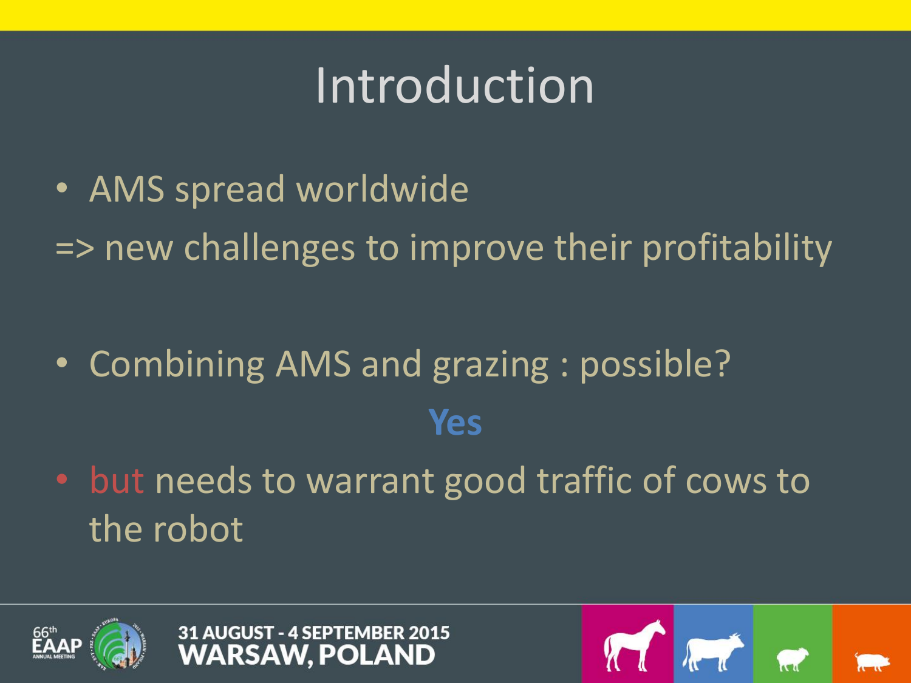# Introduction

- AMS spread worldwide

=> new challenges to improve their profitability

- Combining AMS and grazing : possible?

**Yes**

- but needs to warrant good traffic of cows to the robot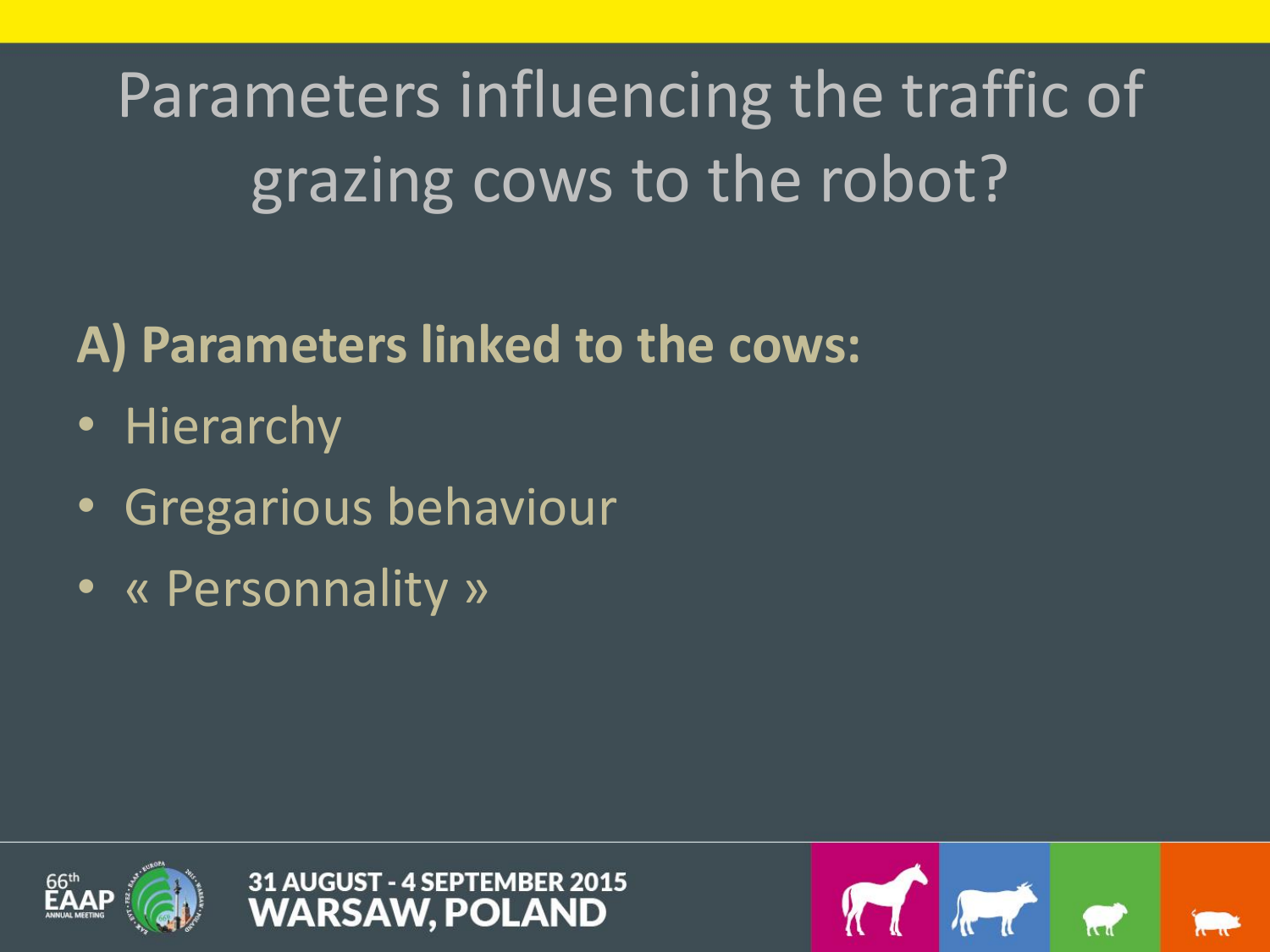# Parameters influencing the traffic of grazing cows to the robot?

**A) Parameters linked to the cows:**

- Hierarchy
- Gregarious behaviour
- « Personnality »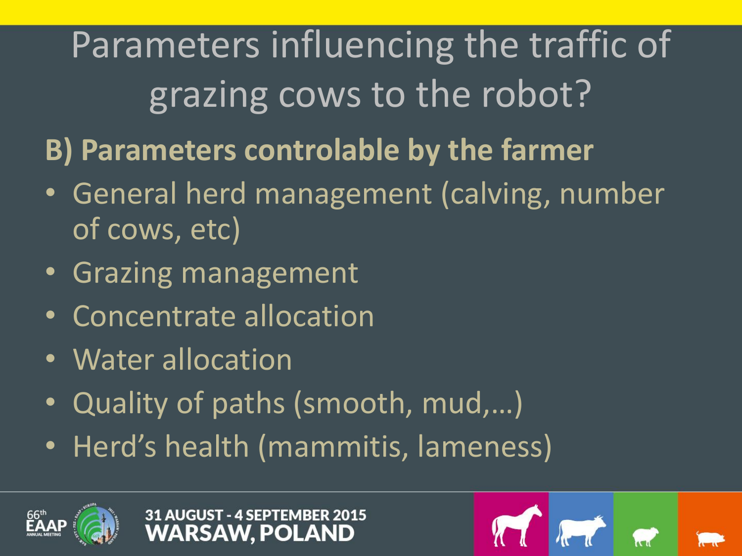# Parameters influencing the traffic of grazing cows to the robot?

**B) Parameters controlable by the farmer**

- General herd management (calving, number of cows, etc)
- Grazing management
- Concentrate allocation
- Water allocation
- Quality of paths (smooth, mud,…)
- Herd's health (mammitis, lameness)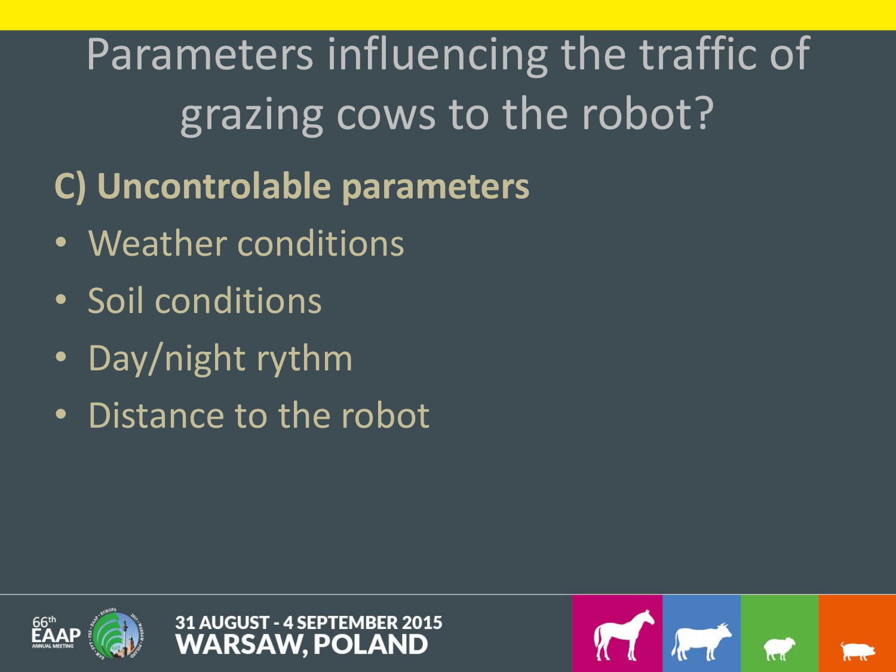# Parameters influencing the traffic of grazing cows to the robot?

## C) Uncontrolable parameters

- Weather conditions
- Soil conditions
- Day/night rythm
- Distance to the robot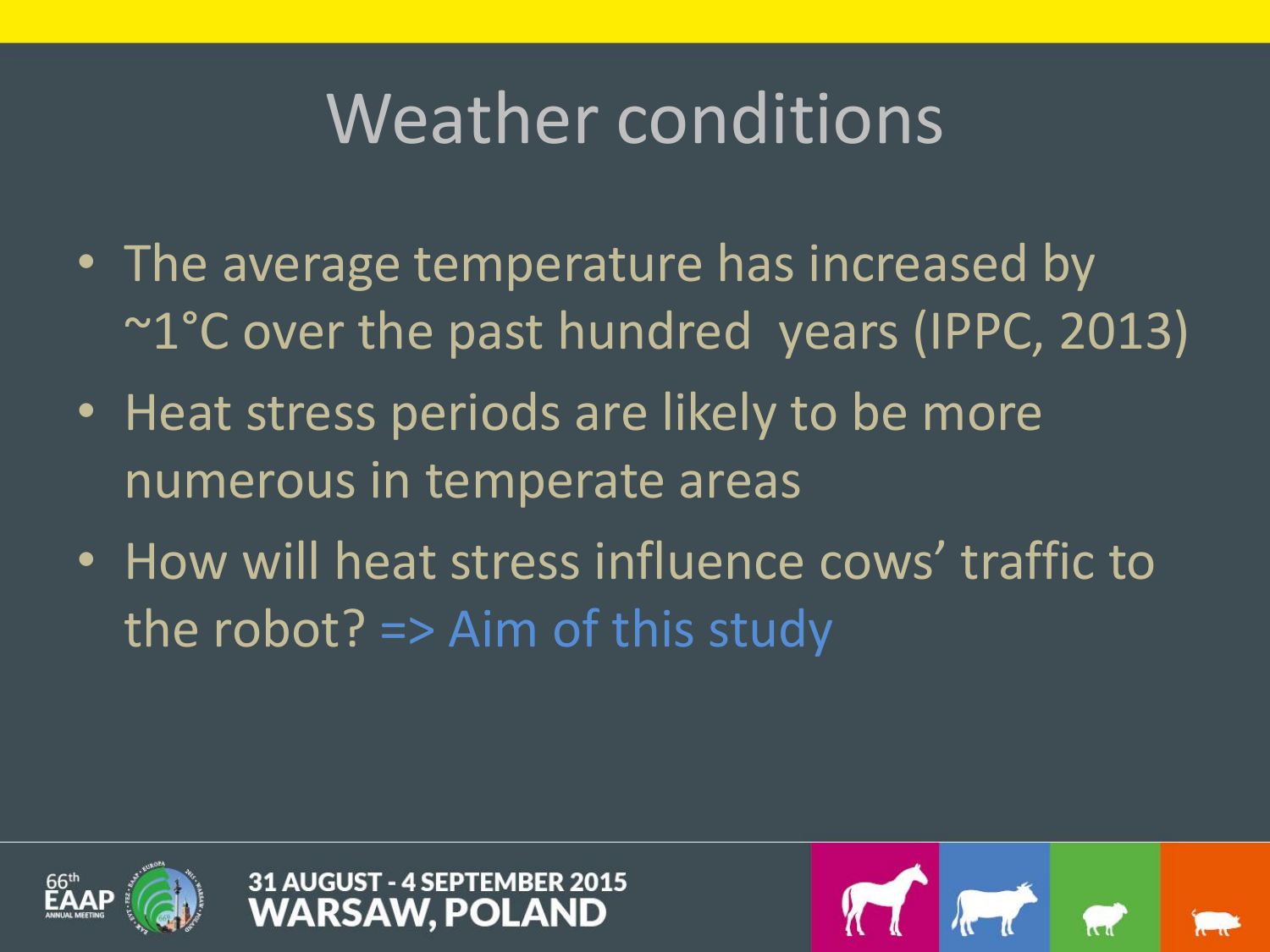# Weather conditions

- The average temperature has increased by ~1°C over the past hundred years (IPPC, 2013)
- Heat stress periods are likely to be more numerous in temperate areas
- How will heat stress influence cows' traffic to the robot? => Aim of this study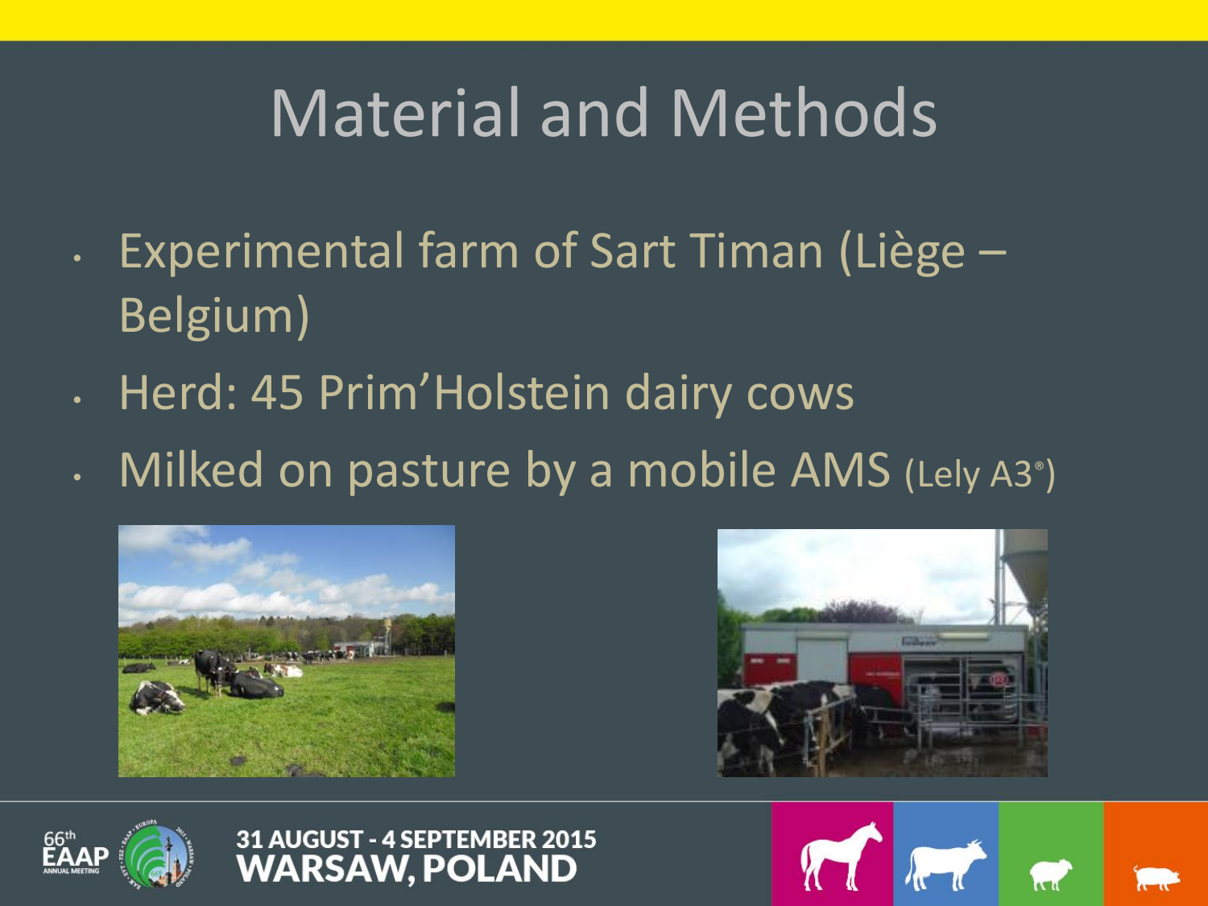# Material and Methods

- Experimental farm of Sart Timan (Liège – Belgium)
- Herd: 45 Prim'Holstein dairy cows
- Milked on pasture by a mobile AMS (Lely A3®)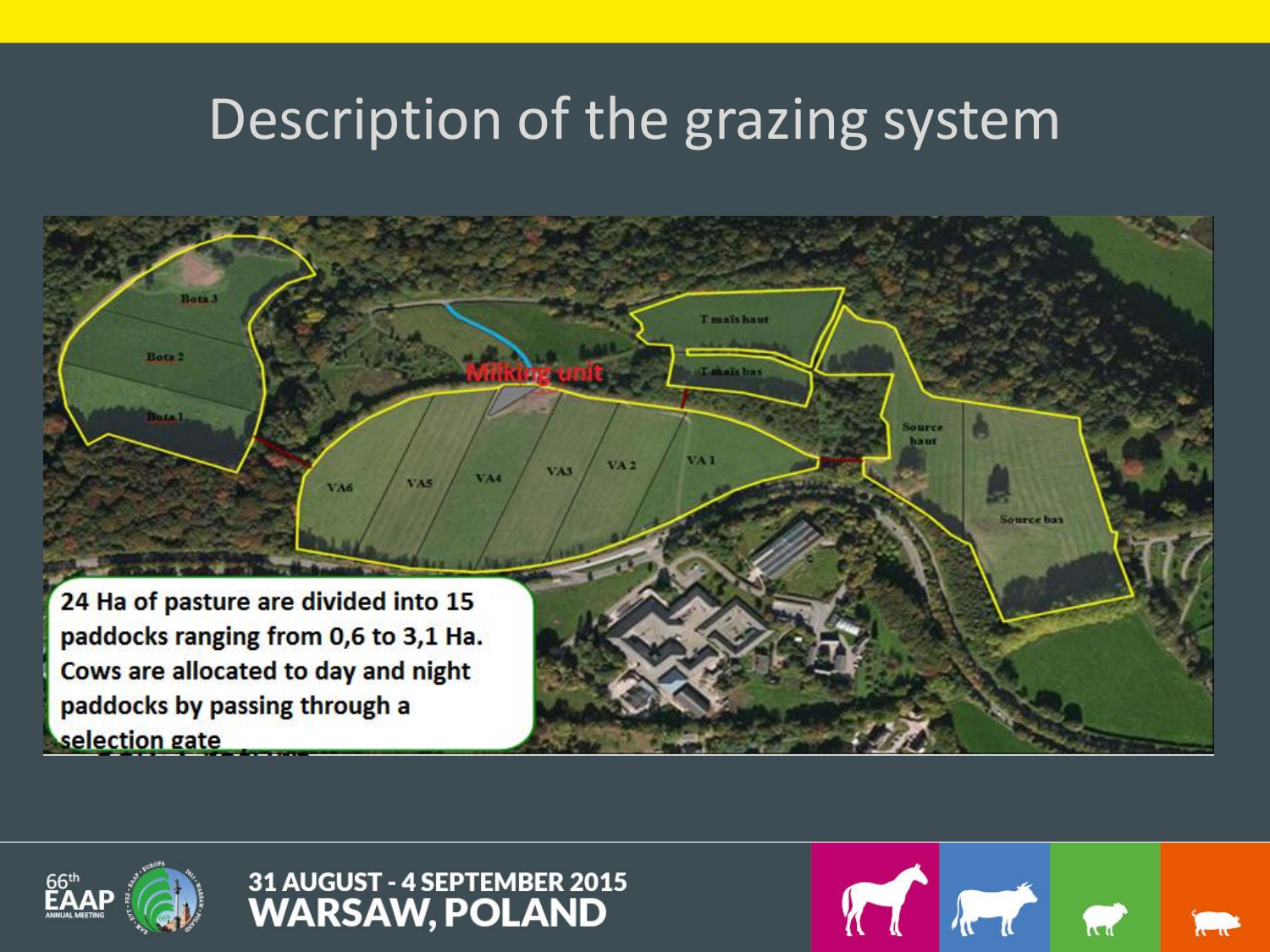# Description of the grazing system

Bota 3

Bota 2

Bota 1

Milking unit

T maïs haut

T maïs bas

VA6 VA5 VA4 VA3 VA 2 VA 1

Source haut

Source bas

24 Ha of pasture are divided into 15 paddocks ranging from 0,6 to 3,1 Ha. Cows are allocated to day and night paddocks by passing through a selection gate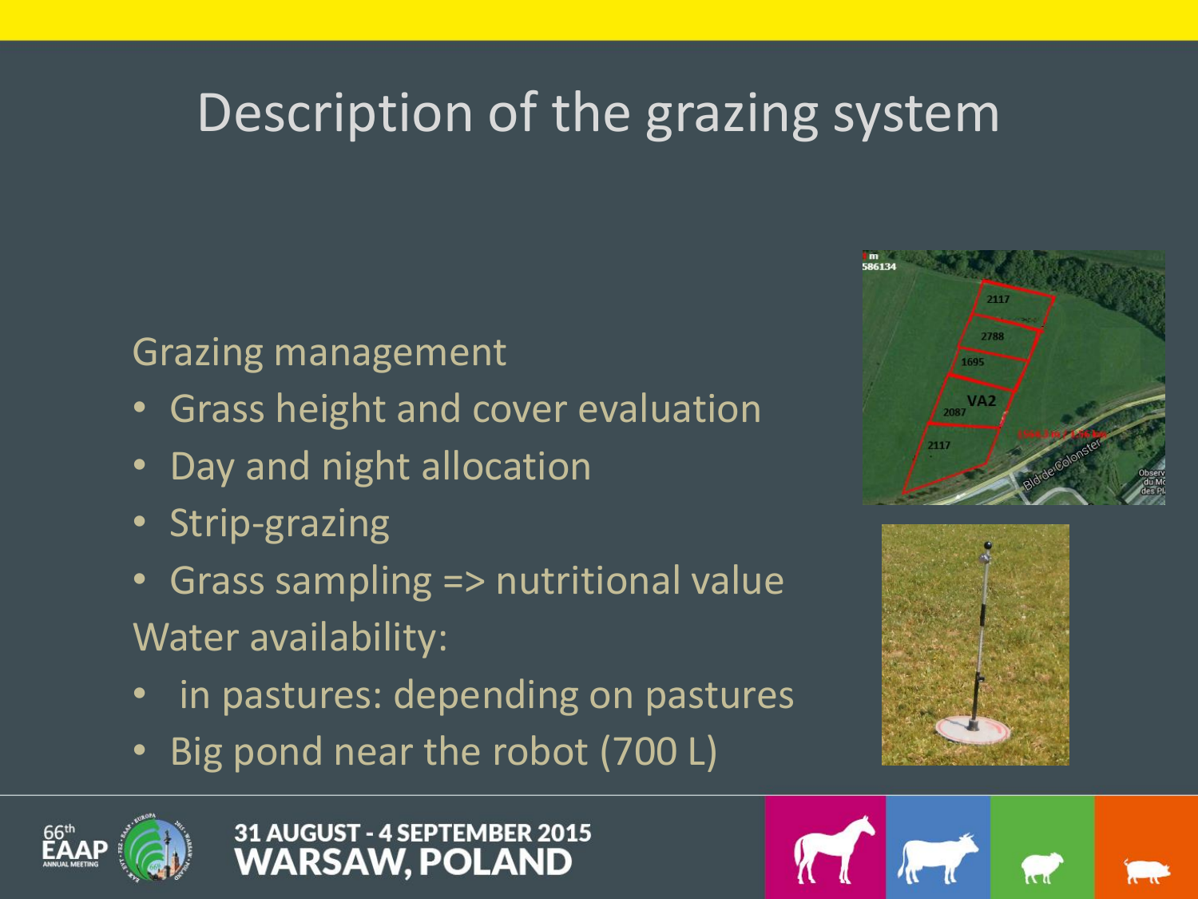# Description of the grazing system

Grazing management

- Grass height and cover evaluation
- Day and night allocation
- Strip-grazing
- Grass sampling => nutritional value

Water availability:

- in pastures: depending on pastures
- Big pond near the robot (700 L)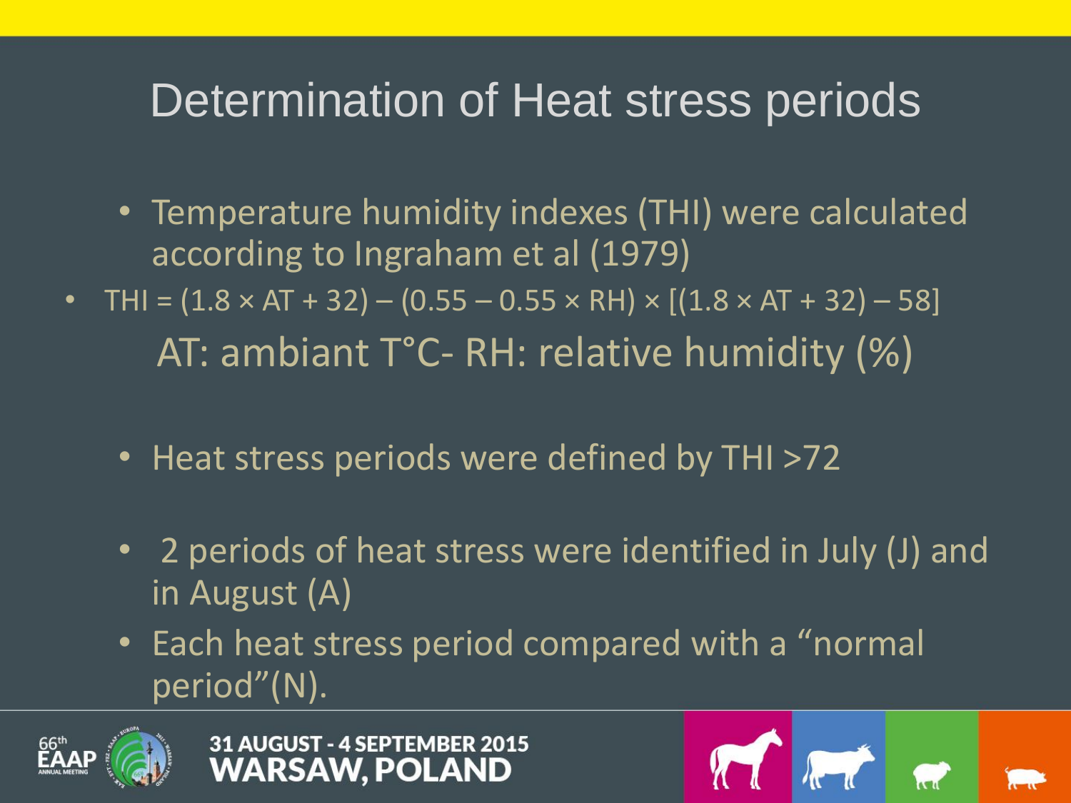# Determination of Heat stress periods

- Temperature humidity indexes (THI) were calculated according to Ingraham et al (1979)
- $THI = (1.8 \times AT + 32) - (0.55 - 0.55 \times RH) \times [(1.8 \times AT + 32) - 58]$

  AT: ambiant T°C- RH: relative humidity (%)

- Heat stress periods were defined by THI >72
- 2 periods of heat stress were identified in July (J) and in August (A)
- Each heat stress period compared with a “normal period”(N).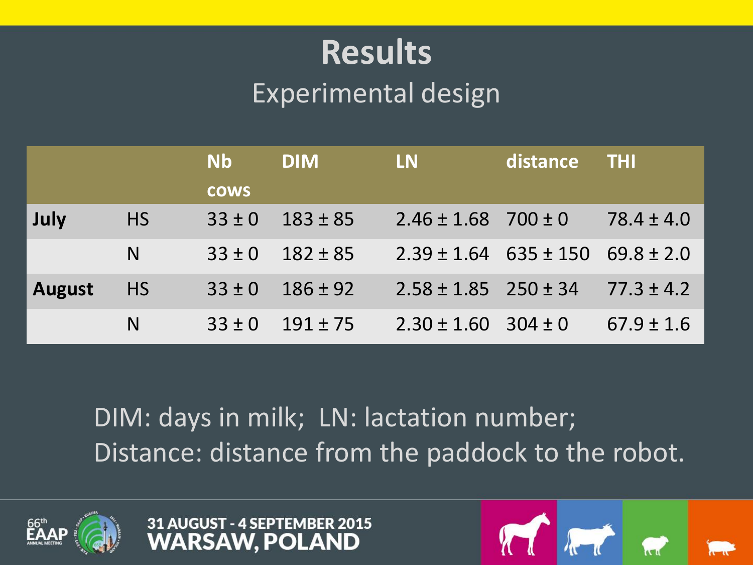# Results

## Experimental design

| | | Nb cows | DIM | LN | distance | THI |
|---|---|---|---|---|---|---|
| **July** | HS | 33 ± 0 | 183 ± 85 | 2.46 ± 1.68 | 700 ± 0 | 78.4 ± 4.0 |
| | N | 33 ± 0 | 182 ± 85 | 2.39 ± 1.64 | 635 ± 150 | 69.8 ± 2.0 |
| **August** | HS | 33 ± 0 | 186 ± 92 | 2.58 ± 1.85 | 250 ± 34 | 77.3 ± 4.2 |
| | N | 33 ± 0 | 191 ± 75 | 2.30 ± 1.60 | 304 ± 0 | 67.9 ± 1.6 |

DIM: days in milk; LN: lactation number;
Distance: distance from the paddock to the robot.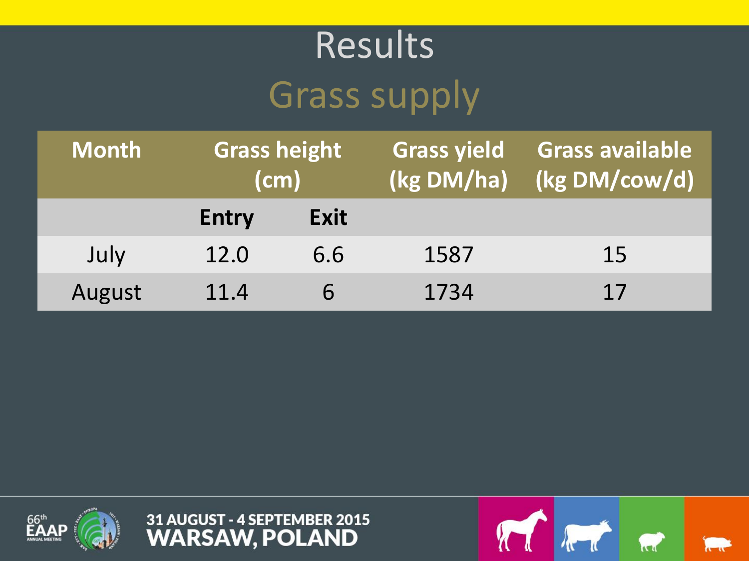# Results

## Grass supply

| Month | Grass height (cm) | | Grass yield (kg DM/ha) | Grass available (kg DM/cow/d) |
|---|---|---|---|---|
| | Entry | Exit | | |
| July | 12.0 | 6.6 | 1587 | 15 |
| August | 11.4 | 6 | 1734 | 17 |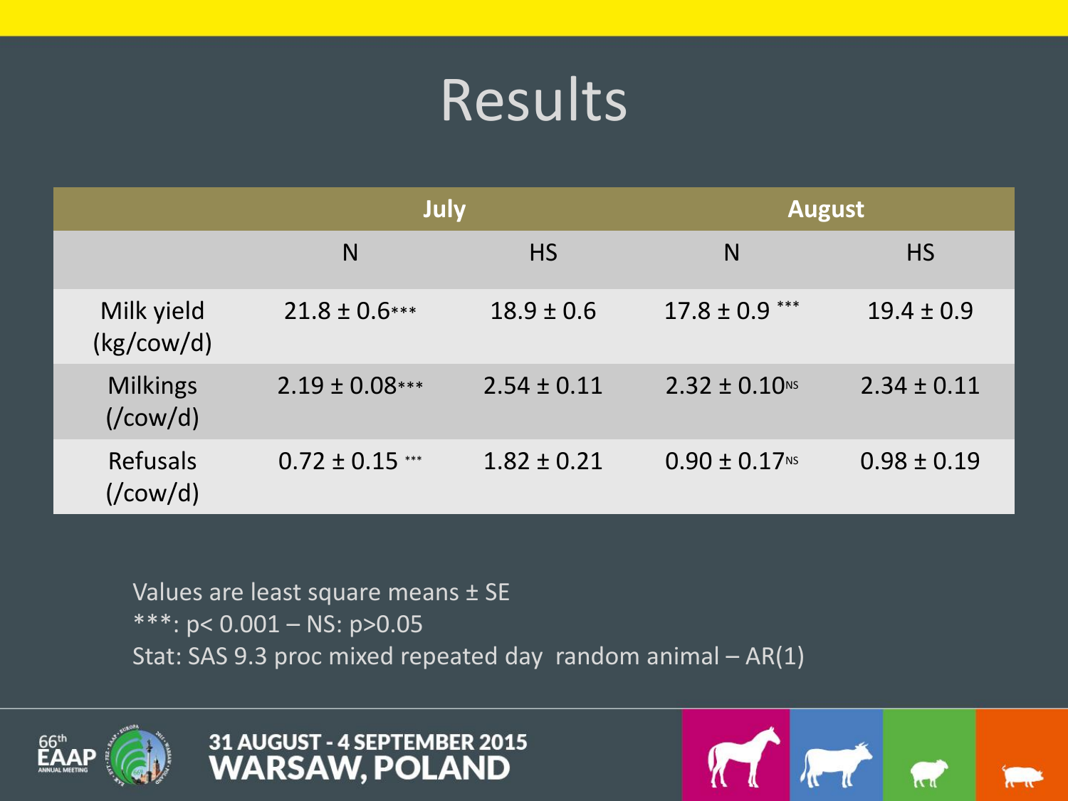# Results

| | July | | August | |
|---|---|---|---|---|
| | N | HS | N | HS |
| Milk yield (kg/cow/d) | 21.8 ± 0.6*** | 18.9 ± 0.6 | 17.8 ± 0.9 *** | 19.4 ± 0.9 |
| Milkings (/cow/d) | 2.19 ± 0.08*** | 2.54 ± 0.11 | 2.32 ± 0.10NS | 2.34 ± 0.11 |
| Refusals (/cow/d) | 0.72 ± 0.15 *** | 1.82 ± 0.21 | 0.90 ± 0.17NS | 0.98 ± 0.19 |

Values are least square means ± SE

***: $p < 0.001$ – NS: $p > 0.05$

Stat: SAS 9.3 proc mixed repeated day random animal – AR(1)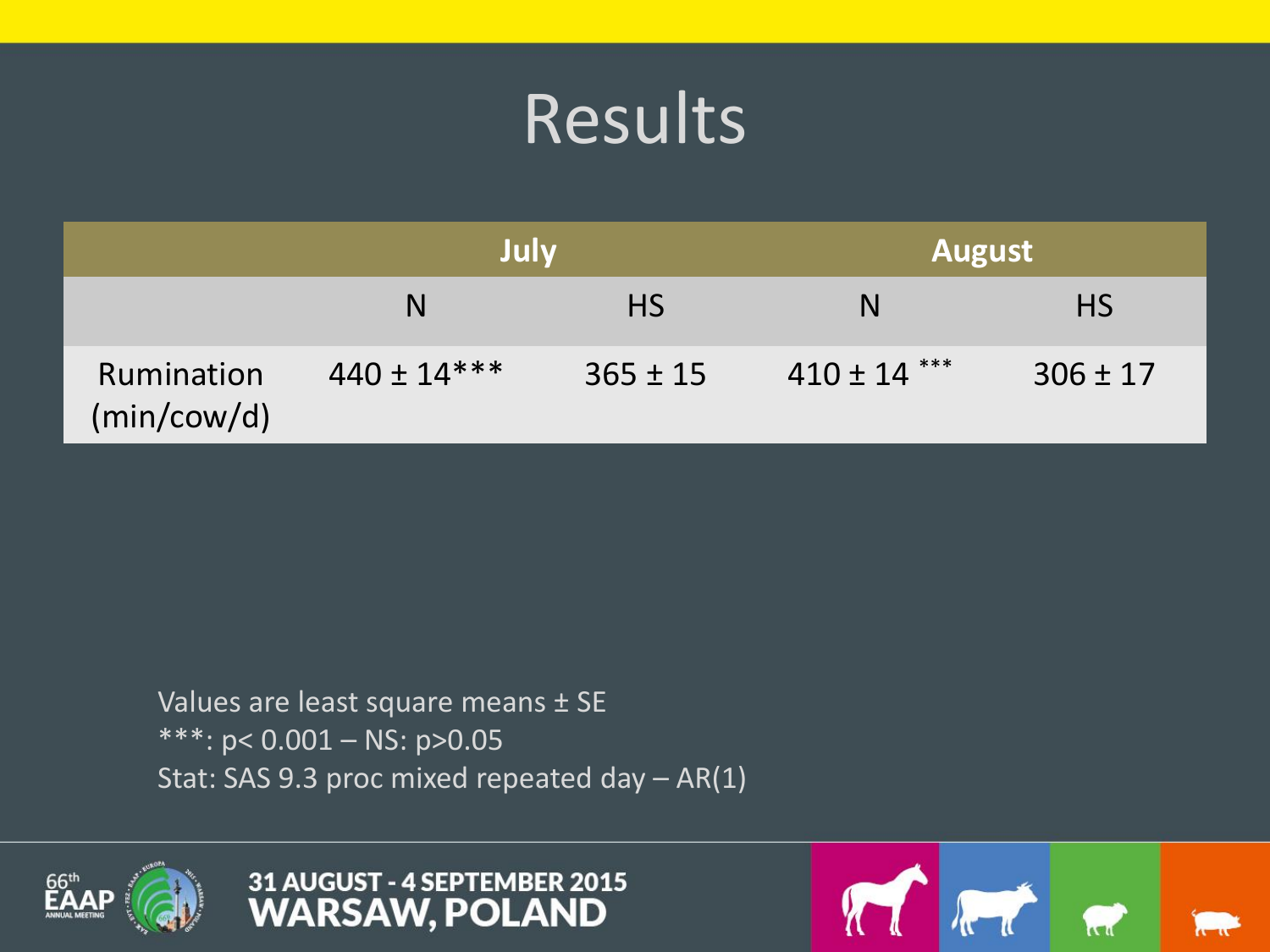# Results

| | July | | August | |
|---|---|---|---|---|
| | N | HS | N | HS |
| Rumination (min/cow/d) | 440 ± 14*** | 365 ± 15 | 410 ± 14 *** | 306 ± 17 |

Values are least square means ± SE

***: $p < 0.001$ – NS: $p > 0.05$

Stat: SAS 9.3 proc mixed repeated day – AR(1)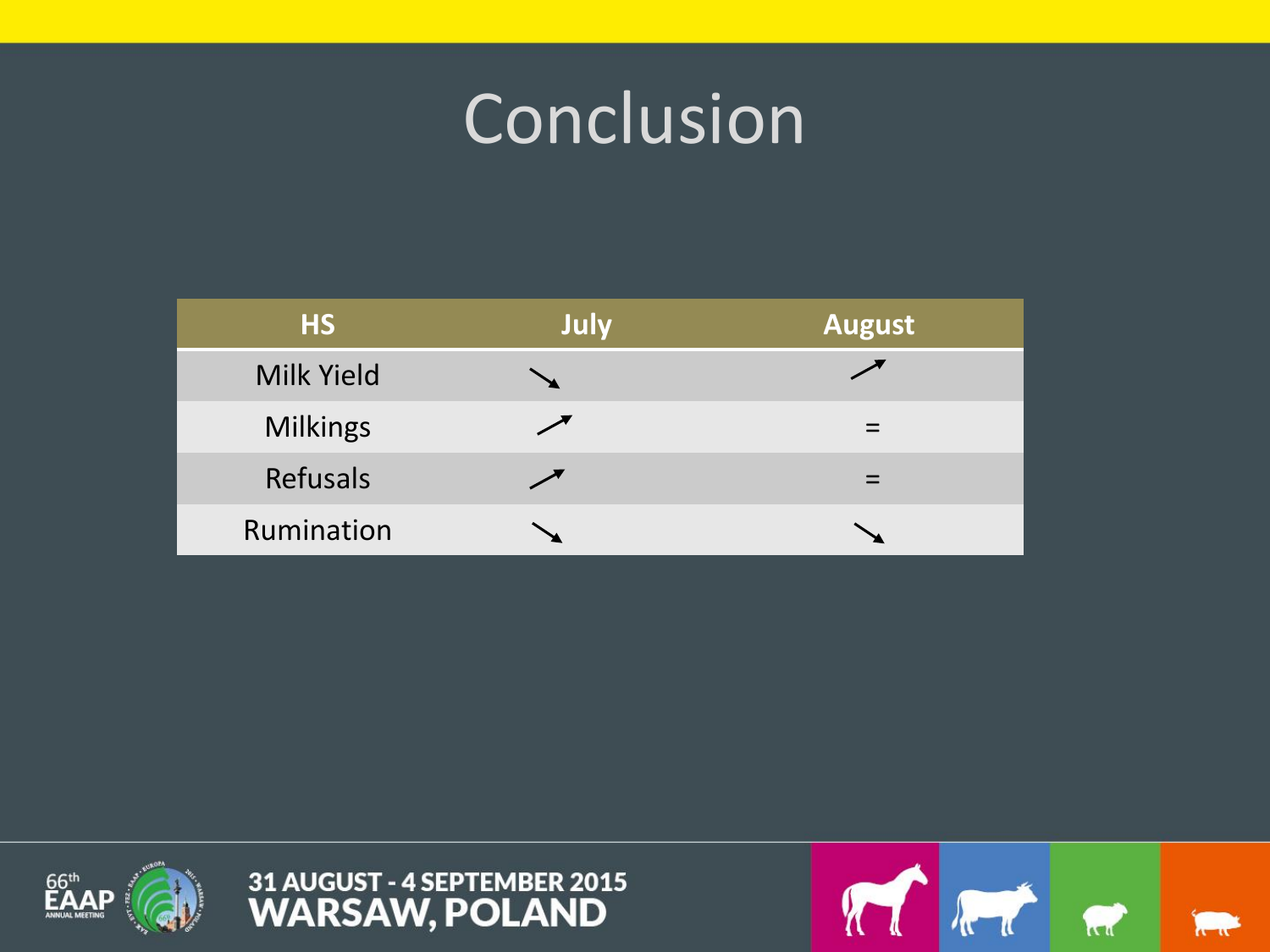# Conclusion

| HS | July | August |
|---|---|---|
| Milk Yield | ↘ | ↗ |
| Milkings | ↗ | = |
| Refusals | ↗ | = |
| Rumination | ↘ | ↘ |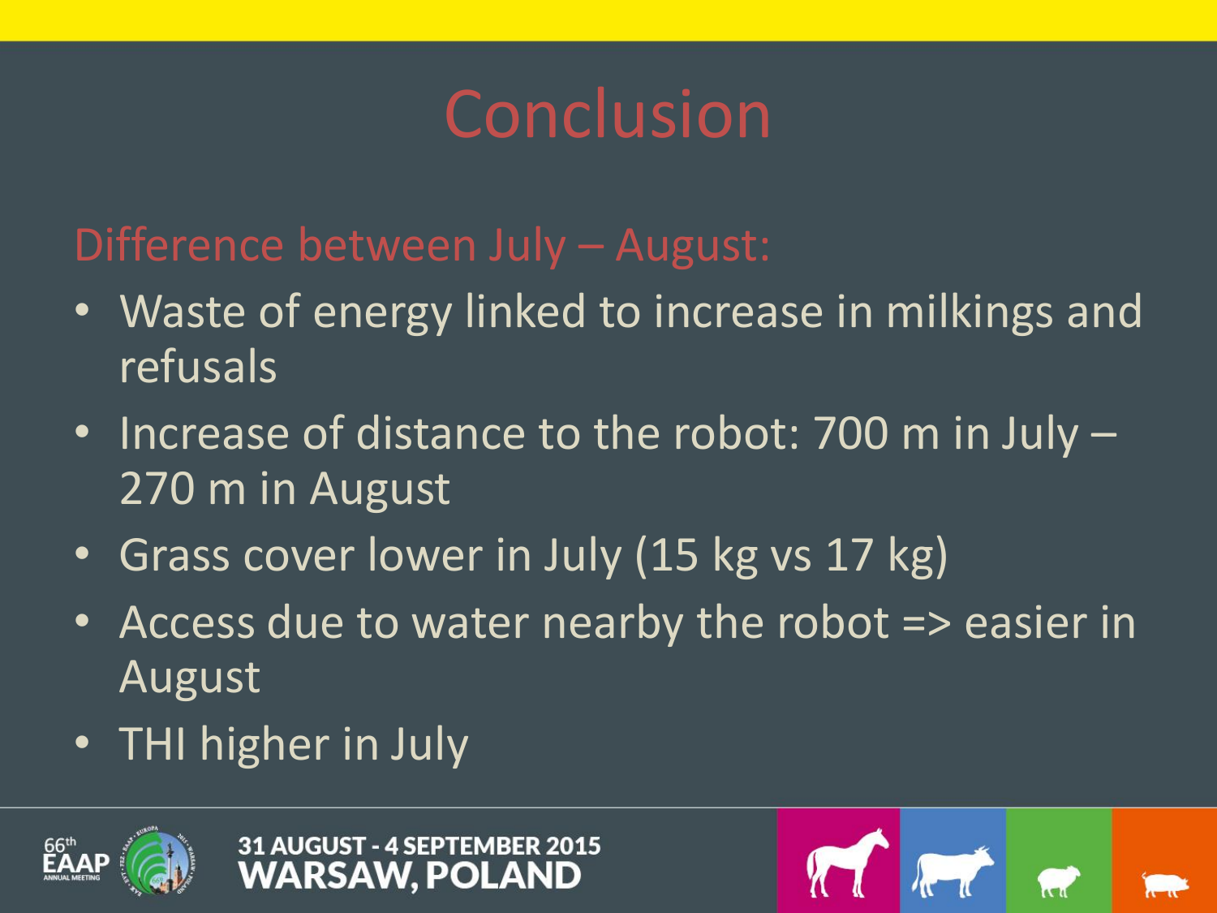# Conclusion

## Difference between July – August:

- Waste of energy linked to increase in milkings and refusals
- Increase of distance to the robot: 700 m in July – 270 m in August
- Grass cover lower in July (15 kg vs 17 kg)
- Access due to water nearby the robot => easier in August
- THI higher in July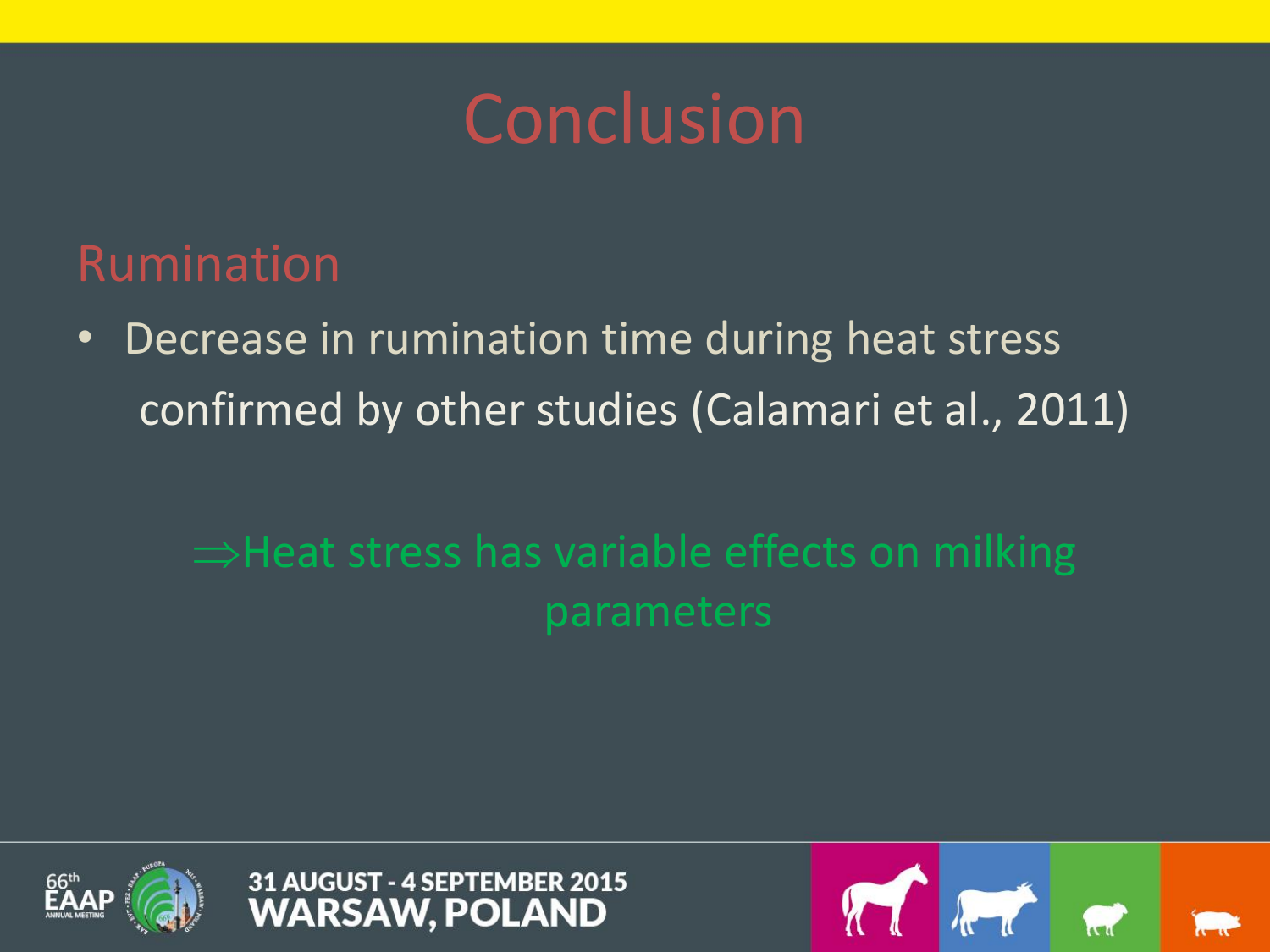# Conclusion

## Rumination

- Decrease in rumination time during heat stress confirmed by other studies (Calamari et al., 2011)

$\Rightarrow$Heat stress has variable effects on milking parameters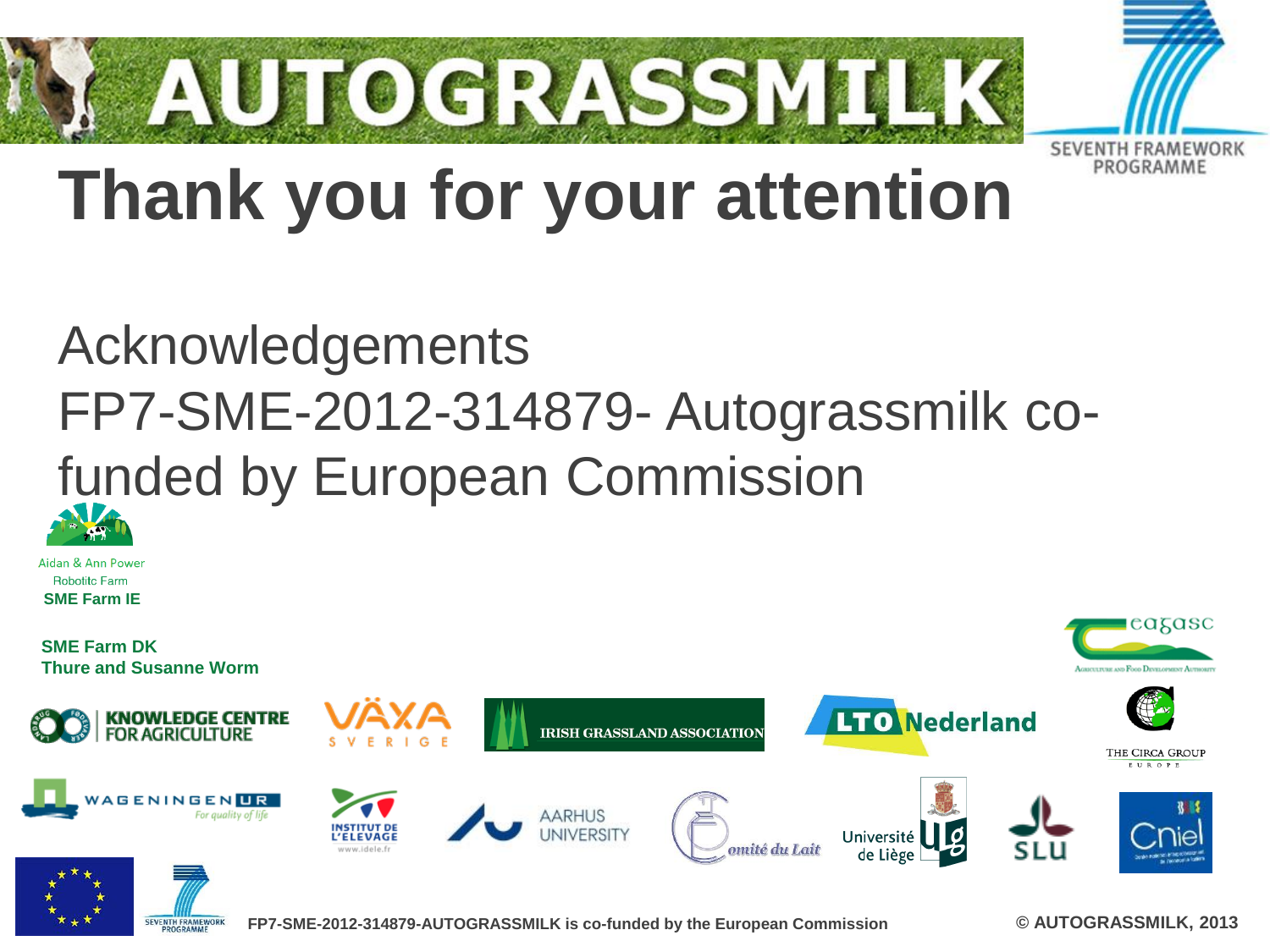# AUTOGRASSMILK

SEVENTH FRAMEWORK PROGRAMME

# Thank you for your attention

Acknowledgements

FP7-SME-2012-314879- Autograssmilk co-funded by European Commission

Aidan & Ann Power
Robotitc Farm
**SME Farm IE**

**SME Farm DK**
**Thure and Susanne Worm**

KNOWLEDGE CENTRE FOR AGRICULTURE

VÄXA SVERIGE

IRISH GRASSLAND ASSOCIATION

LTO Nederland

Teagasc
Agriculture and Food Development Authority

THE CIRCA GROUP EUROPE

WAGENINGEN UR
For quality of life

INSTITUT DE L'ELEVAGE
www.idele.fr

AARHUS UNIVERSITY

Comité du Lait

Université de Liège

SLU

Cniel

SEVENTH FRAMEWORK PROGRAMME

**FP7-SME-2012-314879-AUTOGRASSMILK is co-funded by the European Commission**

**© AUTOGRASSMILK, 2013**